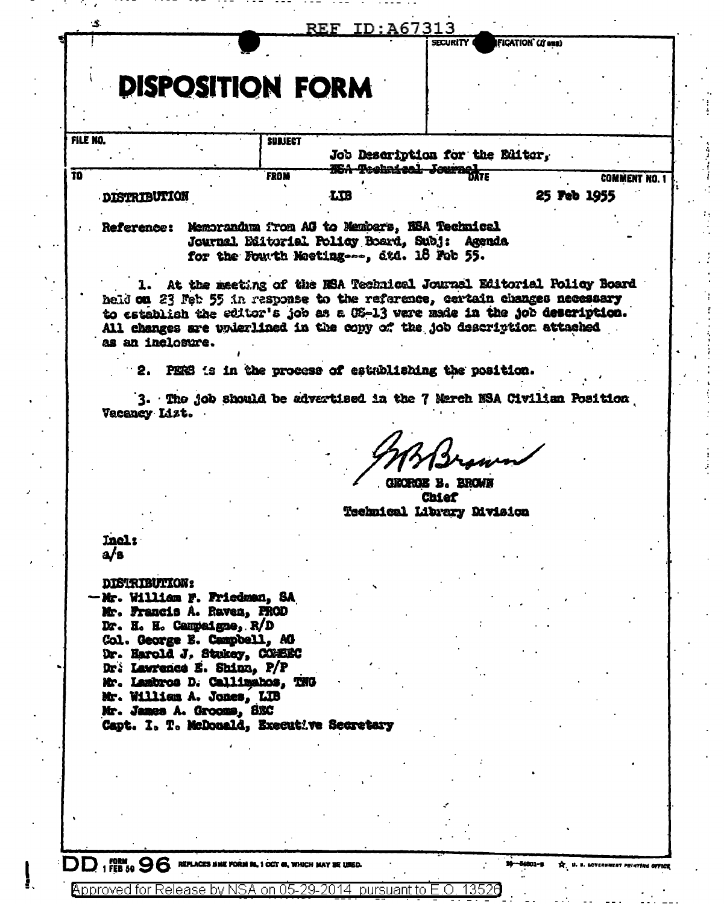REF ID:A67313

SECURITY CLASSIFICATION (If any)

# DISPOSITION FORM

| FILE NO. | SUBJECT | | |
|---|---|---|---|
| | Job Description for the Editor, ~~NSA Technical Journal~~ | | |
| TO | FROM | DATE | COMMENT NO. 1 |
| DISTRIBUTION | LIB | 25 Feb 1955 | |

Reference: Memorandum from AG to Members, NSA Technical Journal Editorial Policy Board, Subj: Agenda for the Fourth Meeting---, dtd. 18 Feb 55.

1. At the meeting of the NSA Technical Journal Editorial Policy Board held on 23 Feb 55 in response to the reference, certain changes necessary to establish the editor's job as a GS-13 were made in the job description. All changes are underlined in the copy of the job description attached as an inclosure.

2. PERS is in the process of establishing the position.

3. The job should be advertised in the 7 March NSA Civilian Position Vacancy List.

GEORGE B. BROWN
Chief
Technical Library Division

Incl:
a/s

DISTRIBUTION:
- Mr. William F. Friedman, SA
- Mr. Francis A. Raven, PROD
- Dr. H. H. Campaigne, R/D
- Col. George E. Campbell, AG
- Dr. Harold J. Stukey, COMSEC
- Dr. Lawrence E. Shinn, P/P
- Mr. Lambros D. Callimahos, TNG
- Mr. William A. Jones, LIB
- Mr. James A. Grooms, SEC
- Capt. I. T. McDonald, Executive Secretary

DD FORM 1 FEB 50 96 REPLACES NME FORM 96, 1 OCT 48, WHICH MAY BE USED.

Approved for Release by NSA on 05-29-2014 pursuant to E.O. 13526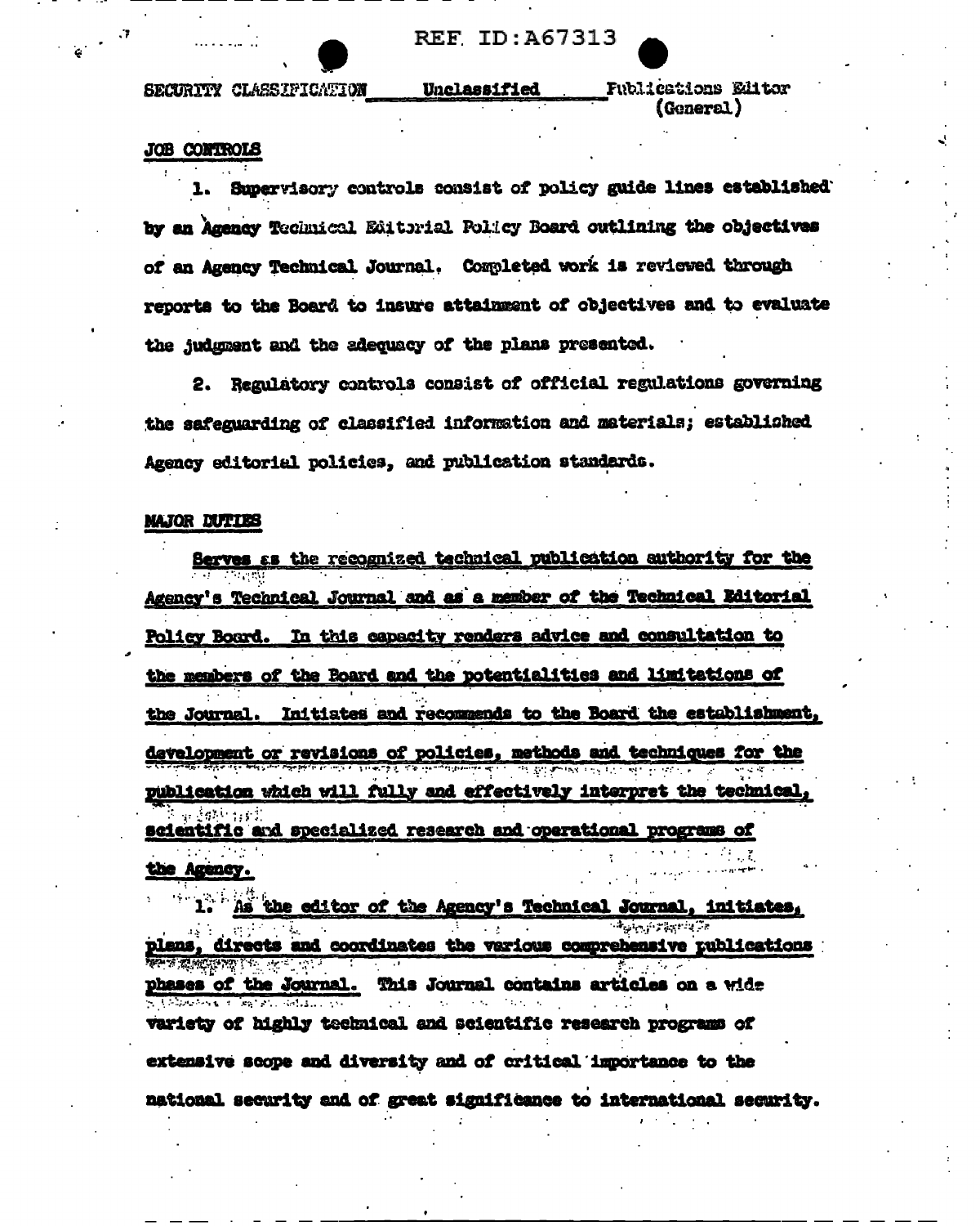SECURITY CLASSIFICATION Unclassified Publications Editor (General)

## JOB CONTROLS

1. Supervisory controls consist of policy guide lines established by an Agency Technical Editorial Policy Board outlining the objectives of an Agency Technical Journal. Completed work is reviewed through reports to the Board to insure attainment of objectives and to evaluate the judgment and the adequacy of the plans presented.

2. Regulatory controls consist of official regulations governing the safeguarding of classified information and materials; established Agency editorial policies, and publication standards.

## MAJOR DUTIES

Serves as the recognized technical publication authority for the Agency's Technical Journal and as a member of the Technical Editorial Policy Board. In this capacity renders advice and consultation to the members of the Board and the potentialities and limitations of the Journal. Initiates and recommends to the Board the establishment, development or revisions of policies, methods and techniques for the publication which will fully and effectively interpret the technical, scientific and specialized research and operational programs of the Agency.

1. As the editor of the Agency's Technical Journal, initiates, plans, directs and coordinates the various comprehensive publications phases of the Journal. This Journal contains articles on a wide variety of highly technical and scientific research programs of extensive scope and diversity and of critical importance to the national security and of great significance to international security.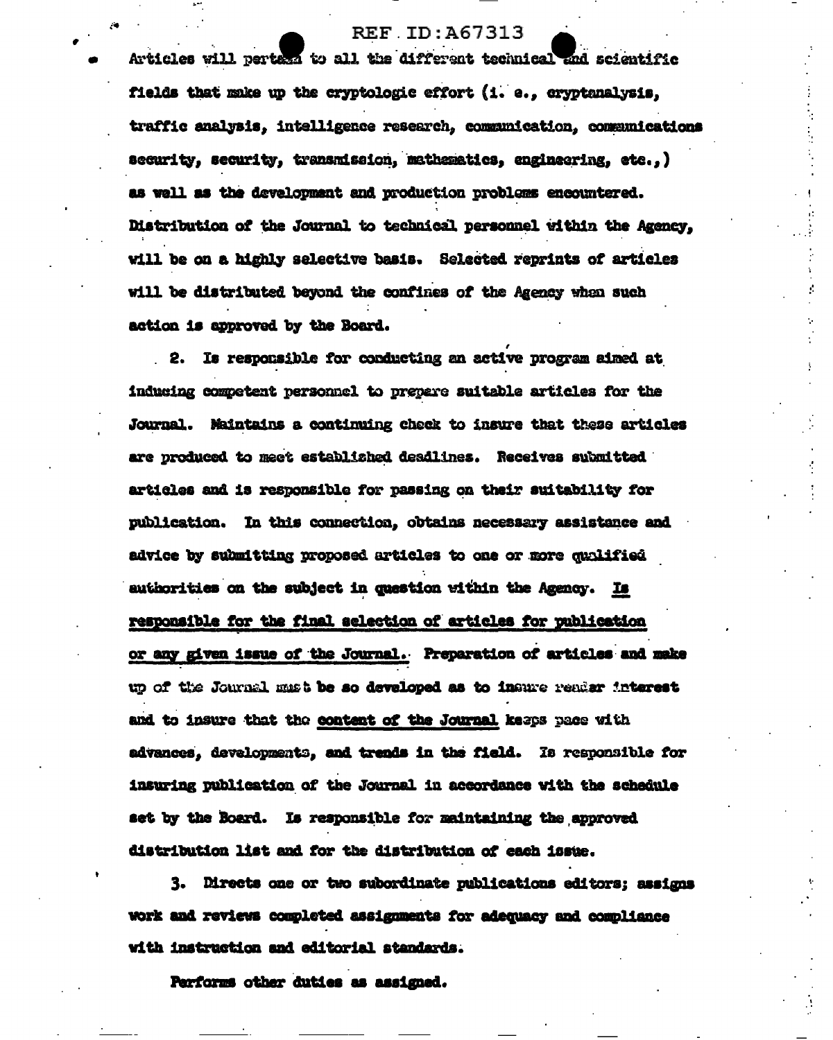Articles will pertain to all the different technical and scientific fields that make up the cryptologic effort (i. e., cryptanalysis, traffic analysis, intelligence research, communication, communications security, security, transmission, mathematics, engineering, etc.,) as well as the development and production problems encountered. Distribution of the Journal to technical personnel within the Agency, will be on a highly selective basis. Selected reprints of articles will be distributed beyond the confines of the Agency when such action is approved by the Board.

2. Is responsible for conducting an active program aimed at inducing competent personnel to prepare suitable articles for the Journal. Maintains a continuing check to insure that these articles are produced to meet established deadlines. Receives submitted articles and is responsible for passing on their suitability for publication. In this connection, obtains necessary assistance and advice by submitting proposed articles to one or more qualified authorities on the subject in question within the Agency. Is responsible for the final selection of articles for publication or any given issue of the Journal. Preparation of articles and make up of the Journal must be so developed as to insure reader interest and to insure that the content of the Journal keeps pace with advances, developments, and trends in the field. Is responsible for insuring publication of the Journal in accordance with the schedule set by the Board. Is responsible for maintaining the approved distribution list and for the distribution of each issue.

3. Directs one or two subordinate publications editors; assigns work and reviews completed assignments for adequacy and compliance with instruction and editorial standards.

Performs other duties as assigned.